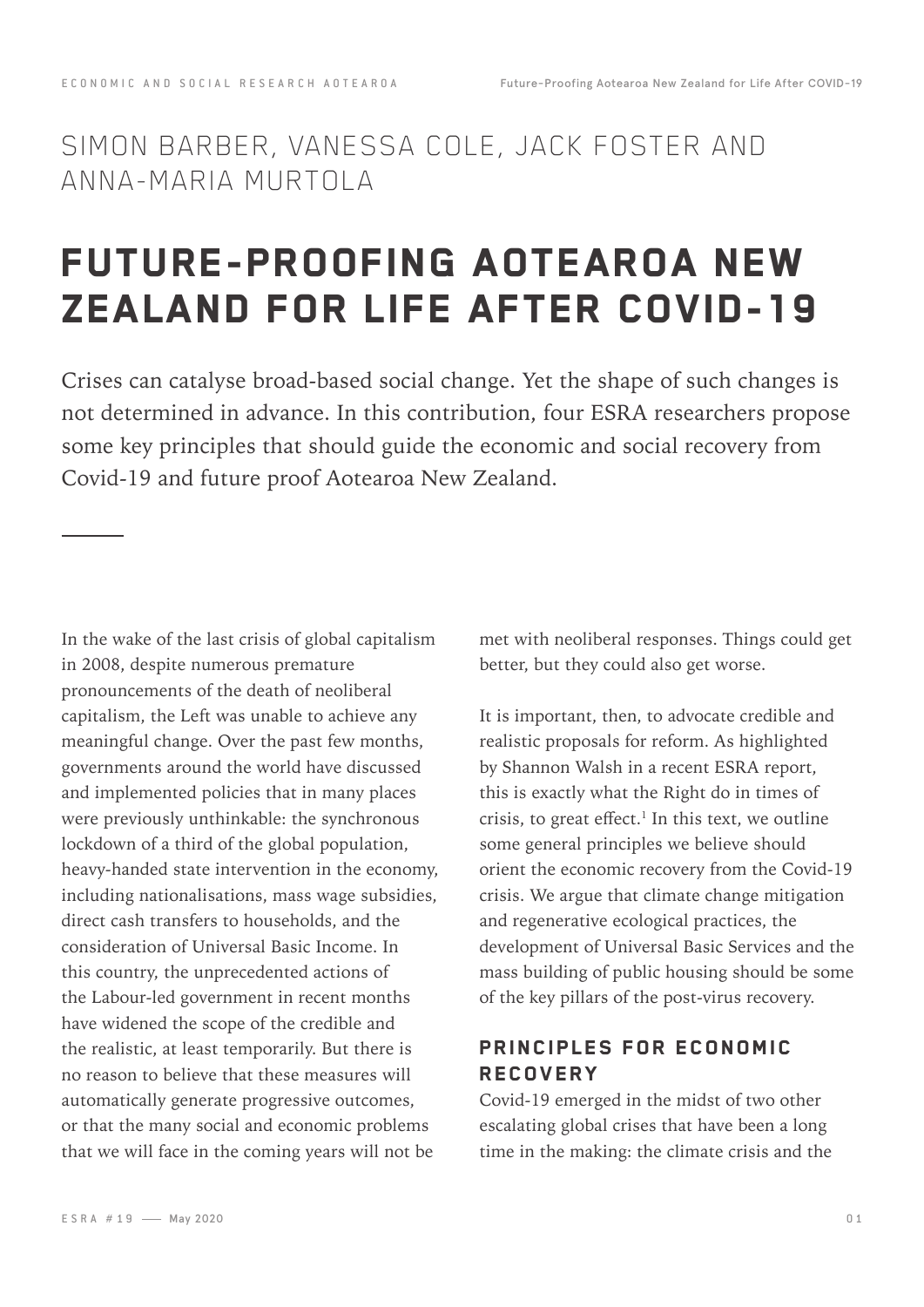SIMON BARBER, VANESSA COLE, JACK FOSTER AND ANNA-MARIA MURTOLA

# FUTURE-PROOFING AOTEAROA NEW ZEALAND FOR LIFE AFTER COVID-19

Crises can catalyse broad-based social change. Yet the shape of such changes is not determined in advance. In this contribution, four ESRA researchers propose some key principles that should guide the economic and social recovery from Covid-19 and future proof Aotearoa New Zealand.

In the wake of the last crisis of global capitalism in 2008, despite numerous premature pronouncements of the death of neoliberal capitalism, the Left was unable to achieve any meaningful change. Over the past few months, governments around the world have discussed and implemented policies that in many places were previously unthinkable: the synchronous lockdown of a third of the global population, heavy-handed state intervention in the economy, including nationalisations, mass wage subsidies, direct cash transfers to households, and the consideration of Universal Basic Income. In this country, the unprecedented actions of the Labour-led government in recent months have widened the scope of the credible and the realistic, at least temporarily. But there is no reason to believe that these measures will automatically generate progressive outcomes, or that the many social and economic problems that we will face in the coming years will not be met with neoliberal responses. Things could get better, but they could also get worse.

It is important, then, to advocate credible and realistic proposals for reform. As highlighted by Shannon Walsh in a recent ESRA report, this is exactly what the Right do in times of crisis, to great effect.[1] In this text, we outline some general principles we believe should orient the economic recovery from the Covid-19 crisis. We argue that climate change mitigation and regenerative ecological practices, the development of Universal Basic Services and the mass building of public housing should be some of the key pillars of the post-virus recovery.

## PRINCIPLES FOR ECONOMIC RECOVERY

Covid-19 emerged in the midst of two other escalating global crises that have been a long time in the making: the climate crisis and the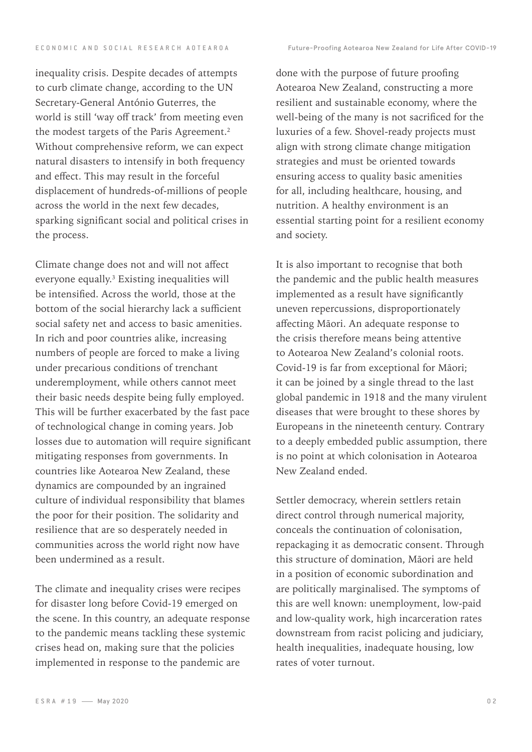inequality crisis. Despite decades of attempts to curb climate change, according to the UN Secretary-General António Guterres, the world is still 'way off track' from meeting even the modest targets of the Paris Agreement.[2] Without comprehensive reform, we can expect natural disasters to intensify in both frequency and effect. This may result in the forceful displacement of hundreds-of-millions of people across the world in the next few decades, sparking significant social and political crises in the process.

Climate change does not and will not affect everyone equally.[3] Existing inequalities will be intensified. Across the world, those at the bottom of the social hierarchy lack a sufficient social safety net and access to basic amenities. In rich and poor countries alike, increasing numbers of people are forced to make a living under precarious conditions of trenchant underemployment, while others cannot meet their basic needs despite being fully employed. This will be further exacerbated by the fast pace of technological change in coming years. Job losses due to automation will require significant mitigating responses from governments. In countries like Aotearoa New Zealand, these dynamics are compounded by an ingrained culture of individual responsibility that blames the poor for their position. The solidarity and resilience that are so desperately needed in communities across the world right now have been undermined as a result.

The climate and inequality crises were recipes for disaster long before Covid-19 emerged on the scene. In this country, an adequate response to the pandemic means tackling these systemic crises head on, making sure that the policies implemented in response to the pandemic are done with the purpose of future proofing Aotearoa New Zealand, constructing a more resilient and sustainable economy, where the well-being of the many is not sacrificed for the luxuries of a few. Shovel-ready projects must align with strong climate change mitigation strategies and must be oriented towards ensuring access to quality basic amenities for all, including healthcare, housing, and nutrition. A healthy environment is an essential starting point for a resilient economy and society.

It is also important to recognise that both the pandemic and the public health measures implemented as a result have significantly uneven repercussions, disproportionately affecting Māori. An adequate response to the crisis therefore means being attentive to Aotearoa New Zealand's colonial roots. Covid-19 is far from exceptional for Māori; it can be joined by a single thread to the last global pandemic in 1918 and the many virulent diseases that were brought to these shores by Europeans in the nineteenth century. Contrary to a deeply embedded public assumption, there is no point at which colonisation in Aotearoa New Zealand ended.

Settler democracy, wherein settlers retain direct control through numerical majority, conceals the continuation of colonisation, repackaging it as democratic consent. Through this structure of domination, Māori are held in a position of economic subordination and are politically marginalised. The symptoms of this are well known: unemployment, low-paid and low-quality work, high incarceration rates downstream from racist policing and judiciary, health inequalities, inadequate housing, low rates of voter turnout.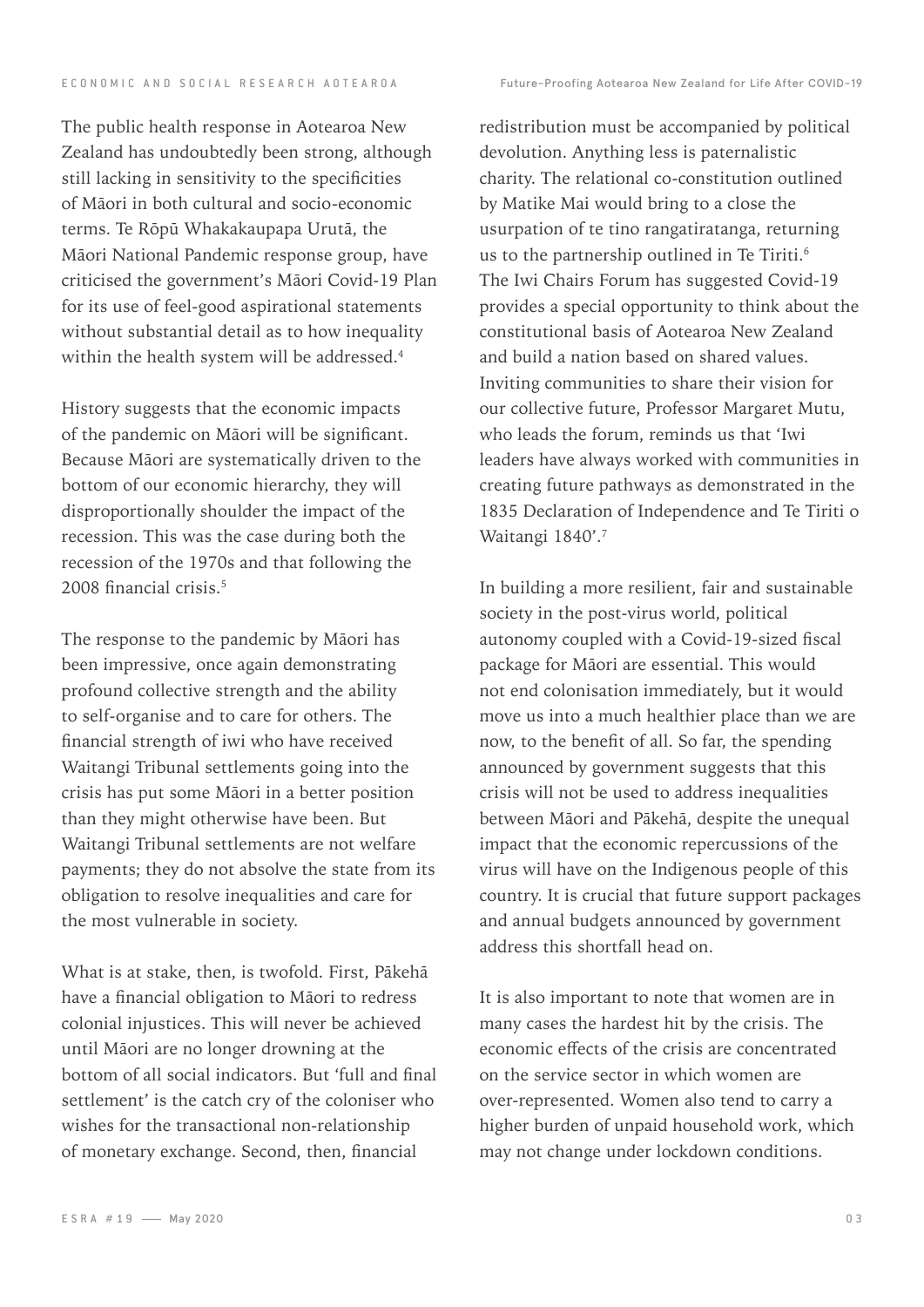The public health response in Aotearoa New Zealand has undoubtedly been strong, although still lacking in sensitivity to the specificities of Māori in both cultural and socio-economic terms. Te Rōpū Whakakaupapa Urutā, the Māori National Pandemic response group, have criticised the government's Māori Covid-19 Plan for its use of feel-good aspirational statements without substantial detail as to how inequality within the health system will be addressed.[4]

History suggests that the economic impacts of the pandemic on Māori will be significant. Because Māori are systematically driven to the bottom of our economic hierarchy, they will disproportionally shoulder the impact of the recession. This was the case during both the recession of the 1970s and that following the 2008 financial crisis.[5]

The response to the pandemic by Māori has been impressive, once again demonstrating profound collective strength and the ability to self-organise and to care for others. The financial strength of iwi who have received Waitangi Tribunal settlements going into the crisis has put some Māori in a better position than they might otherwise have been. But Waitangi Tribunal settlements are not welfare payments; they do not absolve the state from its obligation to resolve inequalities and care for the most vulnerable in society.

What is at stake, then, is twofold. First, Pākehā have a financial obligation to Māori to redress colonial injustices. This will never be achieved until Māori are no longer drowning at the bottom of all social indicators. But 'full and final settlement' is the catch cry of the coloniser who wishes for the transactional non-relationship of monetary exchange. Second, then, financial redistribution must be accompanied by political devolution. Anything less is paternalistic charity. The relational co-constitution outlined by Matike Mai would bring to a close the usurpation of te tino rangatiratanga, returning us to the partnership outlined in Te Tiriti.[6] The Iwi Chairs Forum has suggested Covid-19 provides a special opportunity to think about the constitutional basis of Aotearoa New Zealand and build a nation based on shared values. Inviting communities to share their vision for our collective future, Professor Margaret Mutu, who leads the forum, reminds us that 'Iwi leaders have always worked with communities in creating future pathways as demonstrated in the 1835 Declaration of Independence and Te Tiriti o Waitangi 1840'.[7]

In building a more resilient, fair and sustainable society in the post-virus world, political autonomy coupled with a Covid-19-sized fiscal package for Māori are essential. This would not end colonisation immediately, but it would move us into a much healthier place than we are now, to the benefit of all. So far, the spending announced by government suggests that this crisis will not be used to address inequalities between Māori and Pākehā, despite the unequal impact that the economic repercussions of the virus will have on the Indigenous people of this country. It is crucial that future support packages and annual budgets announced by government address this shortfall head on.

It is also important to note that women are in many cases the hardest hit by the crisis. The economic effects of the crisis are concentrated on the service sector in which women are over-represented. Women also tend to carry a higher burden of unpaid household work, which may not change under lockdown conditions.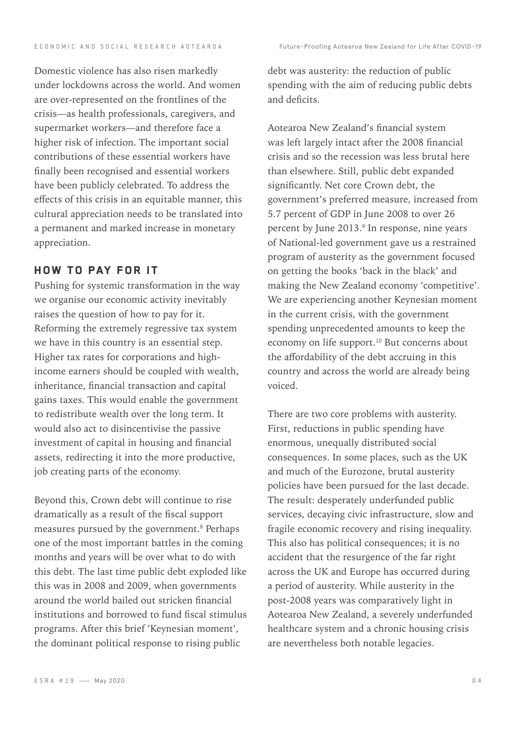Domestic violence has also risen markedly under lockdowns across the world. And women are over-represented on the frontlines of the crisis—as health professionals, caregivers, and supermarket workers—and therefore face a higher risk of infection. The important social contributions of these essential workers have finally been recognised and essential workers have been publicly celebrated. To address the effects of this crisis in an equitable manner, this cultural appreciation needs to be translated into a permanent and marked increase in monetary appreciation.

## HOW TO PAY FOR IT

Pushing for systemic transformation in the way we organise our economic activity inevitably raises the question of how to pay for it. Reforming the extremely regressive tax system we have in this country is an essential step. Higher tax rates for corporations and high-income earners should be coupled with wealth, inheritance, financial transaction and capital gains taxes. This would enable the government to redistribute wealth over the long term. It would also act to disincentivise the passive investment of capital in housing and financial assets, redirecting it into the more productive, job creating parts of the economy.

Beyond this, Crown debt will continue to rise dramatically as a result of the fiscal support measures pursued by the government.[8] Perhaps one of the most important battles in the coming months and years will be over what to do with this debt. The last time public debt exploded like this was in 2008 and 2009, when governments around the world bailed out stricken financial institutions and borrowed to fund fiscal stimulus programs. After this brief 'Keynesian moment', the dominant political response to rising public debt was austerity: the reduction of public spending with the aim of reducing public debts and deficits.

Aotearoa New Zealand's financial system was left largely intact after the 2008 financial crisis and so the recession was less brutal here than elsewhere. Still, public debt expanded significantly. Net core Crown debt, the government's preferred measure, increased from 5.7 percent of GDP in June 2008 to over 26 percent by June 2013.[9] In response, nine years of National-led government gave us a restrained program of austerity as the government focused on getting the books 'back in the black' and making the New Zealand economy 'competitive'. We are experiencing another Keynesian moment in the current crisis, with the government spending unprecedented amounts to keep the economy on life support.[10] But concerns about the affordability of the debt accruing in this country and across the world are already being voiced.

There are two core problems with austerity. First, reductions in public spending have enormous, unequally distributed social consequences. In some places, such as the UK and much of the Eurozone, brutal austerity policies have been pursued for the last decade. The result: desperately underfunded public services, decaying civic infrastructure, slow and fragile economic recovery and rising inequality. This also has political consequences; it is no accident that the resurgence of the far right across the UK and Europe has occurred during a period of austerity. While austerity in the post-2008 years was comparatively light in Aotearoa New Zealand, a severely underfunded healthcare system and a chronic housing crisis are nevertheless both notable legacies.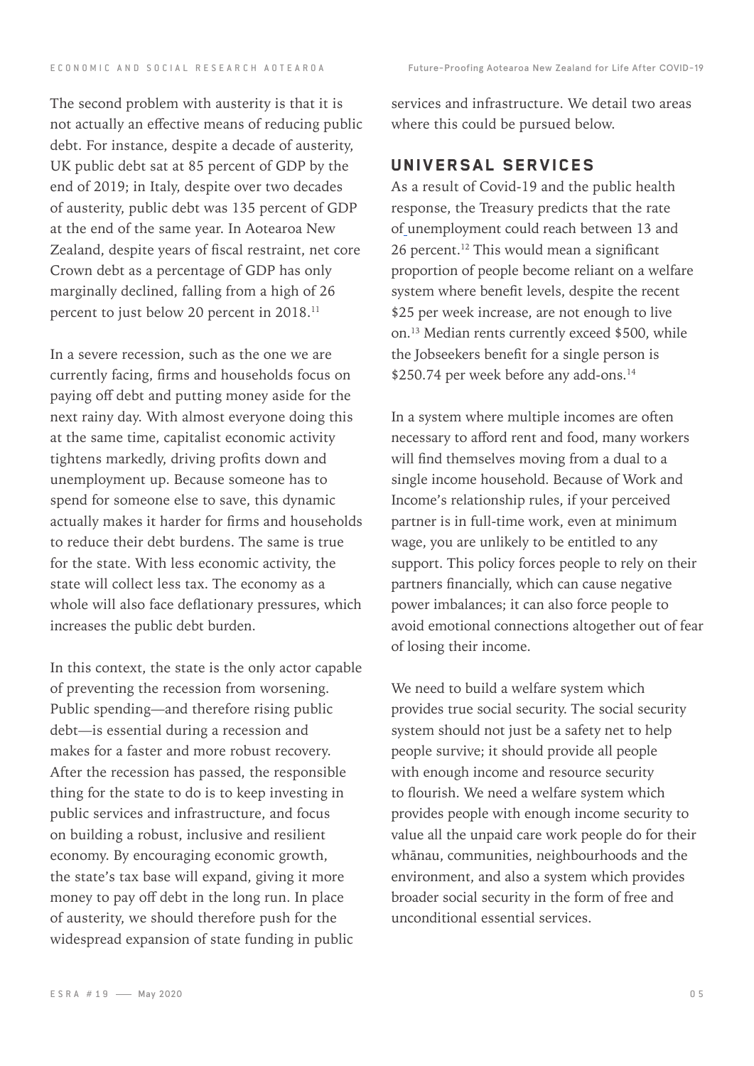The second problem with austerity is that it is not actually an effective means of reducing public debt. For instance, despite a decade of austerity, UK public debt sat at 85 percent of GDP by the end of 2019; in Italy, despite over two decades of austerity, public debt was 135 percent of GDP at the end of the same year. In Aotearoa New Zealand, despite years of fiscal restraint, net core Crown debt as a percentage of GDP has only marginally declined, falling from a high of 26 percent to just below 20 percent in 2018.[11]

In a severe recession, such as the one we are currently facing, firms and households focus on paying off debt and putting money aside for the next rainy day. With almost everyone doing this at the same time, capitalist economic activity tightens markedly, driving profits down and unemployment up. Because someone has to spend for someone else to save, this dynamic actually makes it harder for firms and households to reduce their debt burdens. The same is true for the state. With less economic activity, the state will collect less tax. The economy as a whole will also face deflationary pressures, which increases the public debt burden.

In this context, the state is the only actor capable of preventing the recession from worsening. Public spending—and therefore rising public debt—is essential during a recession and makes for a faster and more robust recovery. After the recession has passed, the responsible thing for the state to do is to keep investing in public services and infrastructure, and focus on building a robust, inclusive and resilient economy. By encouraging economic growth, the state's tax base will expand, giving it more money to pay off debt in the long run. In place of austerity, we should therefore push for the widespread expansion of state funding in public services and infrastructure. We detail two areas where this could be pursued below.

## UNIVERSAL SERVICES

As a result of Covid-19 and the public health response, the Treasury predicts that the rate of unemployment could reach between 13 and 26 percent.[12] This would mean a significant proportion of people become reliant on a welfare system where benefit levels, despite the recent $25 per week increase, are not enough to live on.[13] Median rents currently exceed $500, while the Jobseekers benefit for a single person is $250.74 per week before any add-ons.[14]

In a system where multiple incomes are often necessary to afford rent and food, many workers will find themselves moving from a dual to a single income household. Because of Work and Income's relationship rules, if your perceived partner is in full-time work, even at minimum wage, you are unlikely to be entitled to any support. This policy forces people to rely on their partners financially, which can cause negative power imbalances; it can also force people to avoid emotional connections altogether out of fear of losing their income.

We need to build a welfare system which provides true social security. The social security system should not just be a safety net to help people survive; it should provide all people with enough income and resource security to flourish. We need a welfare system which provides people with enough income security to value all the unpaid care work people do for their whānau, communities, neighbourhoods and the environment, and also a system which provides broader social security in the form of free and unconditional essential services.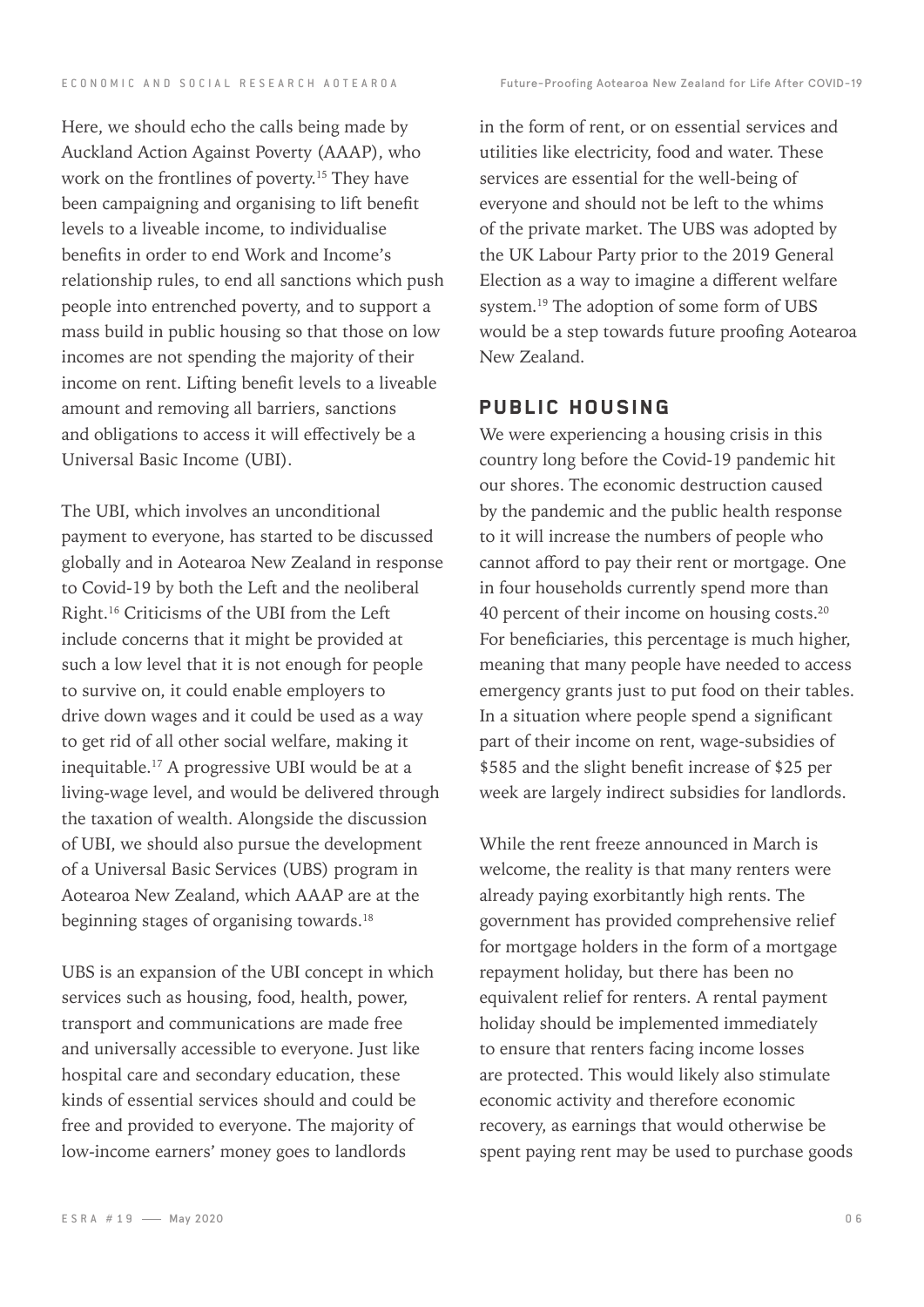Here, we should echo the calls being made by Auckland Action Against Poverty (AAAP), who work on the frontlines of poverty.[15] They have been campaigning and organising to lift benefit levels to a liveable income, to individualise benefits in order to end Work and Income's relationship rules, to end all sanctions which push people into entrenched poverty, and to support a mass build in public housing so that those on low incomes are not spending the majority of their income on rent. Lifting benefit levels to a liveable amount and removing all barriers, sanctions and obligations to access it will effectively be a Universal Basic Income (UBI).

The UBI, which involves an unconditional payment to everyone, has started to be discussed globally and in Aotearoa New Zealand in response to Covid-19 by both the Left and the neoliberal Right.[16] Criticisms of the UBI from the Left include concerns that it might be provided at such a low level that it is not enough for people to survive on, it could enable employers to drive down wages and it could be used as a way to get rid of all other social welfare, making it inequitable.[17] A progressive UBI would be at a living-wage level, and would be delivered through the taxation of wealth. Alongside the discussion of UBI, we should also pursue the development of a Universal Basic Services (UBS) program in Aotearoa New Zealand, which AAAP are at the beginning stages of organising towards.[18]

UBS is an expansion of the UBI concept in which services such as housing, food, health, power, transport and communications are made free and universally accessible to everyone. Just like hospital care and secondary education, these kinds of essential services should and could be free and provided to everyone. The majority of low-income earners' money goes to landlords in the form of rent, or on essential services and utilities like electricity, food and water. These services are essential for the well-being of everyone and should not be left to the whims of the private market. The UBS was adopted by the UK Labour Party prior to the 2019 General Election as a way to imagine a different welfare system.[19] The adoption of some form of UBS would be a step towards future proofing Aotearoa New Zealand.

## PUBLIC HOUSING

We were experiencing a housing crisis in this country long before the Covid-19 pandemic hit our shores. The economic destruction caused by the pandemic and the public health response to it will increase the numbers of people who cannot afford to pay their rent or mortgage. One in four households currently spend more than 40 percent of their income on housing costs.[20] For beneficiaries, this percentage is much higher, meaning that many people have needed to access emergency grants just to put food on their tables. In a situation where people spend a significant part of their income on rent, wage-subsidies of $585 and the slight benefit increase of $25 per week are largely indirect subsidies for landlords.

While the rent freeze announced in March is welcome, the reality is that many renters were already paying exorbitantly high rents. The government has provided comprehensive relief for mortgage holders in the form of a mortgage repayment holiday, but there has been no equivalent relief for renters. A rental payment holiday should be implemented immediately to ensure that renters facing income losses are protected. This would likely also stimulate economic activity and therefore economic recovery, as earnings that would otherwise be spent paying rent may be used to purchase goods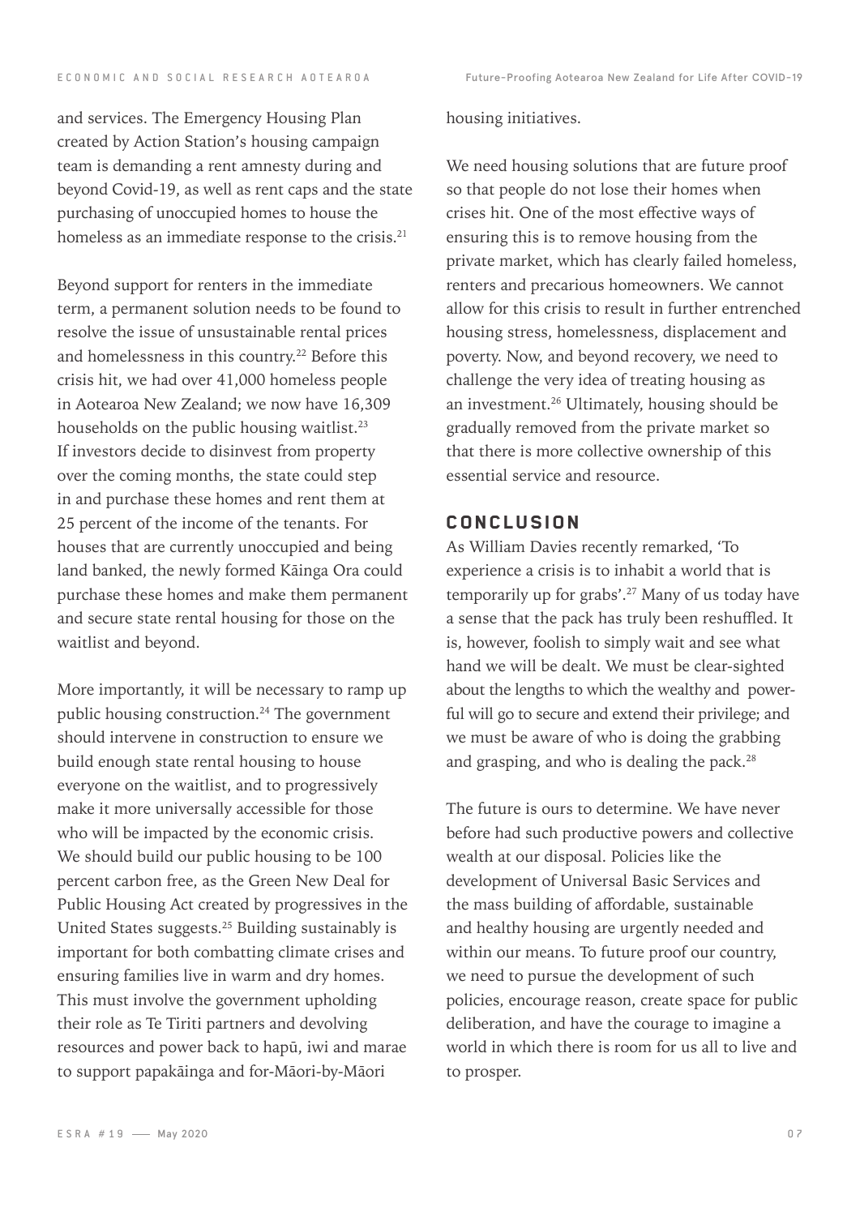and services. The Emergency Housing Plan created by Action Station's housing campaign team is demanding a rent amnesty during and beyond Covid-19, as well as rent caps and the state purchasing of unoccupied homes to house the homeless as an immediate response to the crisis.[21]

Beyond support for renters in the immediate term, a permanent solution needs to be found to resolve the issue of unsustainable rental prices and homelessness in this country.[22] Before this crisis hit, we had over 41,000 homeless people in Aotearoa New Zealand; we now have 16,309 households on the public housing waitlist.[23] If investors decide to disinvest from property over the coming months, the state could step in and purchase these homes and rent them at 25 percent of the income of the tenants. For houses that are currently unoccupied and being land banked, the newly formed Kāinga Ora could purchase these homes and make them permanent and secure state rental housing for those on the waitlist and beyond.

More importantly, it will be necessary to ramp up public housing construction.[24] The government should intervene in construction to ensure we build enough state rental housing to house everyone on the waitlist, and to progressively make it more universally accessible for those who will be impacted by the economic crisis. We should build our public housing to be 100 percent carbon free, as the Green New Deal for Public Housing Act created by progressives in the United States suggests.[25] Building sustainably is important for both combatting climate crises and ensuring families live in warm and dry homes. This must involve the government upholding their role as Te Tiriti partners and devolving resources and power back to hapū, iwi and marae to support papakāinga and for-Māori-by-Māori housing initiatives.

We need housing solutions that are future proof so that people do not lose their homes when crises hit. One of the most effective ways of ensuring this is to remove housing from the private market, which has clearly failed homeless, renters and precarious homeowners. We cannot allow for this crisis to result in further entrenched housing stress, homelessness, displacement and poverty. Now, and beyond recovery, we need to challenge the very idea of treating housing as an investment.[26] Ultimately, housing should be gradually removed from the private market so that there is more collective ownership of this essential service and resource.

## CONCLUSION

As William Davies recently remarked, 'To experience a crisis is to inhabit a world that is temporarily up for grabs'.[27] Many of us today have a sense that the pack has truly been reshuffled. It is, however, foolish to simply wait and see what hand we will be dealt. We must be clear-sighted about the lengths to which the wealthy and powerful will go to secure and extend their privilege; and we must be aware of who is doing the grabbing and grasping, and who is dealing the pack.[28]

The future is ours to determine. We have never before had such productive powers and collective wealth at our disposal. Policies like the development of Universal Basic Services and the mass building of affordable, sustainable and healthy housing are urgently needed and within our means. To future proof our country, we need to pursue the development of such policies, encourage reason, create space for public deliberation, and have the courage to imagine a world in which there is room for us all to live and to prosper.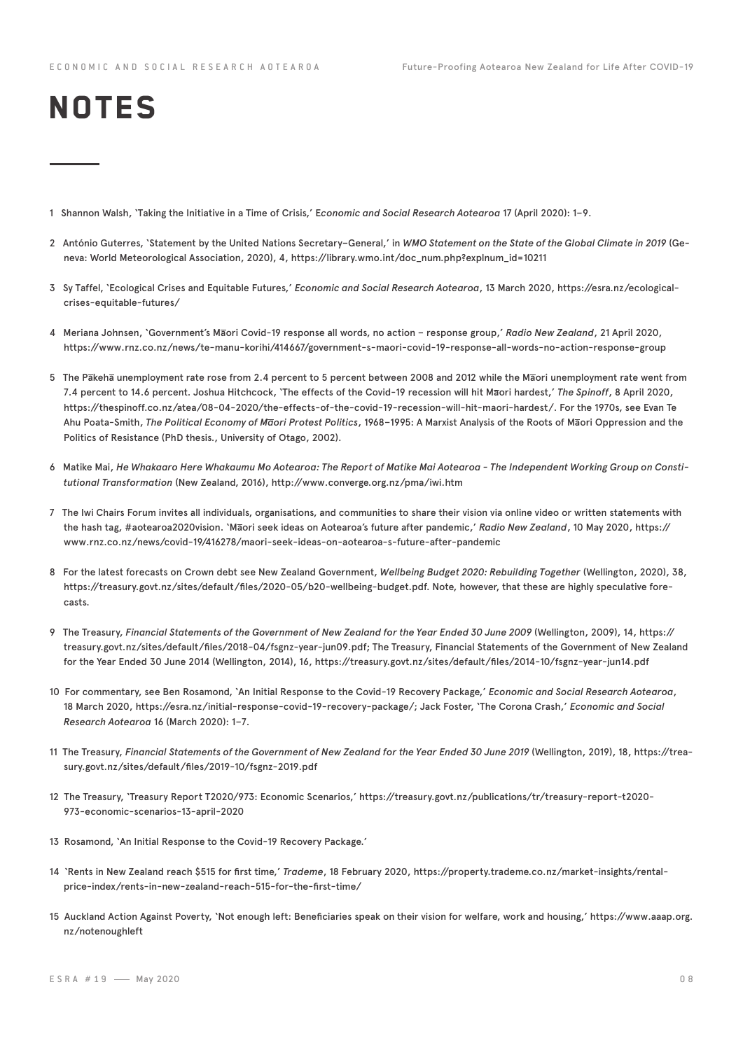# NOTES

1. Shannon Walsh, 'Taking the Initiative in a Time of Crisis,' *Economic and Social Research Aotearoa* 17 (April 2020): 1–9.

2. António Guterres, 'Statement by the United Nations Secretary-General,' in *WMO Statement on the State of the Global Climate in 2019* (Geneva: World Meteorological Association, 2020), 4, https://library.wmo.int/doc_num.php?explnum_id=10211

3. Sy Taffel, 'Ecological Crises and Equitable Futures,' *Economic and Social Research Aotearoa*, 13 March 2020, https://esra.nz/ecological-crises-equitable-futures/

4. Meriana Johnsen, 'Government's Māori Covid-19 response all words, no action – response group,' *Radio New Zealand*, 21 April 2020, https://www.rnz.co.nz/news/te-manu-korihi/414667/government-s-maori-covid-19-response-all-words-no-action-response-group

5. The Pākehā unemployment rate rose from 2.4 percent to 5 percent between 2008 and 2012 while the Māori unemployment rate went from 7.4 percent to 14.6 percent. Joshua Hitchcock, 'The effects of the Covid-19 recession will hit Māori hardest,' *The Spinoff*, 8 April 2020, https://thespinoff.co.nz/atea/08-04-2020/the-effects-of-the-covid-19-recession-will-hit-maori-hardest/. For the 1970s, see Evan Te Ahu Poata-Smith, *The Political Economy of Māori Protest Politics*, 1968–1995: A Marxist Analysis of the Roots of Māori Oppression and the Politics of Resistance (PhD thesis., University of Otago, 2002).

6. Matike Mai, *He Whakaaro Here Whakaumu Mo Aotearoa: The Report of Matike Mai Aotearoa - The Independent Working Group on Constitutional Transformation* (New Zealand, 2016), http://www.converge.org.nz/pma/iwi.htm

7. The Iwi Chairs Forum invites all individuals, organisations, and communities to share their vision via online video or written statements with the hash tag, #aotearoa2020vision. 'Māori seek ideas on Aotearoa's future after pandemic,' *Radio New Zealand*, 10 May 2020, https://www.rnz.co.nz/news/covid-19/416278/maori-seek-ideas-on-aotearoa-s-future-after-pandemic

8. For the latest forecasts on Crown debt see New Zealand Government, *Wellbeing Budget 2020: Rebuilding Together* (Wellington, 2020), 38, https://treasury.govt.nz/sites/default/files/2020-05/b20-wellbeing-budget.pdf. Note, however, that these are highly speculative forecasts.

9. The Treasury, *Financial Statements of the Government of New Zealand for the Year Ended 30 June 2009* (Wellington, 2009), 14, https://treasury.govt.nz/sites/default/files/2018-04/fsgnz-year-jun09.pdf; The Treasury, Financial Statements of the Government of New Zealand for the Year Ended 30 June 2014 (Wellington, 2014), 16, https://treasury.govt.nz/sites/default/files/2014-10/fsgnz-year-jun14.pdf

10. For commentary, see Ben Rosamond, 'An Initial Response to the Covid-19 Recovery Package,' *Economic and Social Research Aotearoa*, 18 March 2020, https://esra.nz/initial-response-covid-19-recovery-package/; Jack Foster, 'The Corona Crash,' *Economic and Social Research Aotearoa* 16 (March 2020): 1–7.

11. The Treasury, *Financial Statements of the Government of New Zealand for the Year Ended 30 June 2019* (Wellington, 2019), 18, https://treasury.govt.nz/sites/default/files/2019-10/fsgnz-2019.pdf

12. The Treasury, 'Treasury Report T2020/973: Economic Scenarios,' https://treasury.govt.nz/publications/tr/treasury-report-t2020-973-economic-scenarios-13-april-2020

13. Rosamond, 'An Initial Response to the Covid-19 Recovery Package.'

14. 'Rents in New Zealand reach $515 for first time,' *Trademe*, 18 February 2020, https://property.trademe.co.nz/market-insights/rental-price-index/rents-in-new-zealand-reach-515-for-the-first-time/

15. Auckland Action Against Poverty, 'Not enough left: Beneficiaries speak on their vision for welfare, work and housing,' https://www.aaap.org.nz/notenoughleft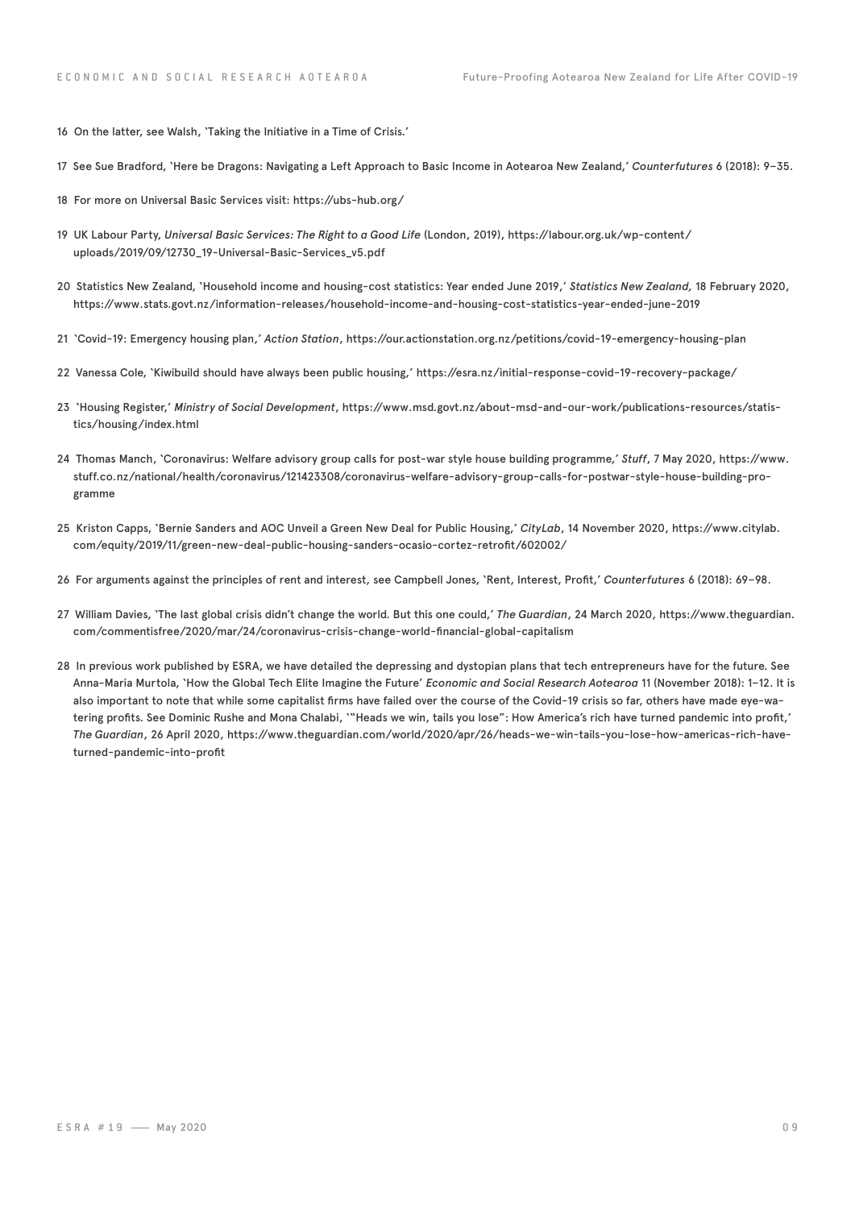16 On the latter, see Walsh, 'Taking the Initiative in a Time of Crisis.'

17 See Sue Bradford, 'Here be Dragons: Navigating a Left Approach to Basic Income in Aotearoa New Zealand,' *Counterfutures* 6 (2018): 9–35.

18 For more on Universal Basic Services visit: https://ubs-hub.org/

19 UK Labour Party, *Universal Basic Services: The Right to a Good Life* (London, 2019), https://labour.org.uk/wp-content/uploads/2019/09/12730_19-Universal-Basic-Services_v5.pdf

20 Statistics New Zealand, 'Household income and housing-cost statistics: Year ended June 2019,' *Statistics New Zealand,* 18 February 2020, https://www.stats.govt.nz/information-releases/household-income-and-housing-cost-statistics-year-ended-june-2019

21 'Covid-19: Emergency housing plan,' *Action Station*, https://our.actionstation.org.nz/petitions/covid-19-emergency-housing-plan

22 Vanessa Cole, 'Kiwibuild should have always been public housing,' https://esra.nz/initial-response-covid-19-recovery-package/

23 'Housing Register,' *Ministry of Social Development*, https://www.msd.govt.nz/about-msd-and-our-work/publications-resources/statistics/housing/index.html

24 Thomas Manch, 'Coronavirus: Welfare advisory group calls for post-war style house building programme,' *Stuff*, 7 May 2020, https://www.stuff.co.nz/national/health/coronavirus/121423308/coronavirus-welfare-advisory-group-calls-for-postwar-style-house-building-programme

25 Kriston Capps, 'Bernie Sanders and AOC Unveil a Green New Deal for Public Housing,' *CityLab*, 14 November 2020, https://www.citylab.com/equity/2019/11/green-new-deal-public-housing-sanders-ocasio-cortez-retrofit/602002/

26 For arguments against the principles of rent and interest, see Campbell Jones, 'Rent, Interest, Profit,' *Counterfutures* 6 (2018): 69–98.

27 William Davies, 'The last global crisis didn't change the world. But this one could,' *The Guardian*, 24 March 2020, https://www.theguardian.com/commentisfree/2020/mar/24/coronavirus-crisis-change-world-financial-global-capitalism

28 In previous work published by ESRA, we have detailed the depressing and dystopian plans that tech entrepreneurs have for the future. See Anna-Maria Murtola, 'How the Global Tech Elite Imagine the Future' *Economic and Social Research Aotearoa* 11 (November 2018): 1–12. It is also important to note that while some capitalist firms have failed over the course of the Covid-19 crisis so far, others have made eye-watering profits. See Dominic Rushe and Mona Chalabi, '"Heads we win, tails you lose": How America's rich have turned pandemic into profit,' *The Guardian*, 26 April 2020, https://www.theguardian.com/world/2020/apr/26/heads-we-win-tails-you-lose-how-americas-rich-have-turned-pandemic-into-profit